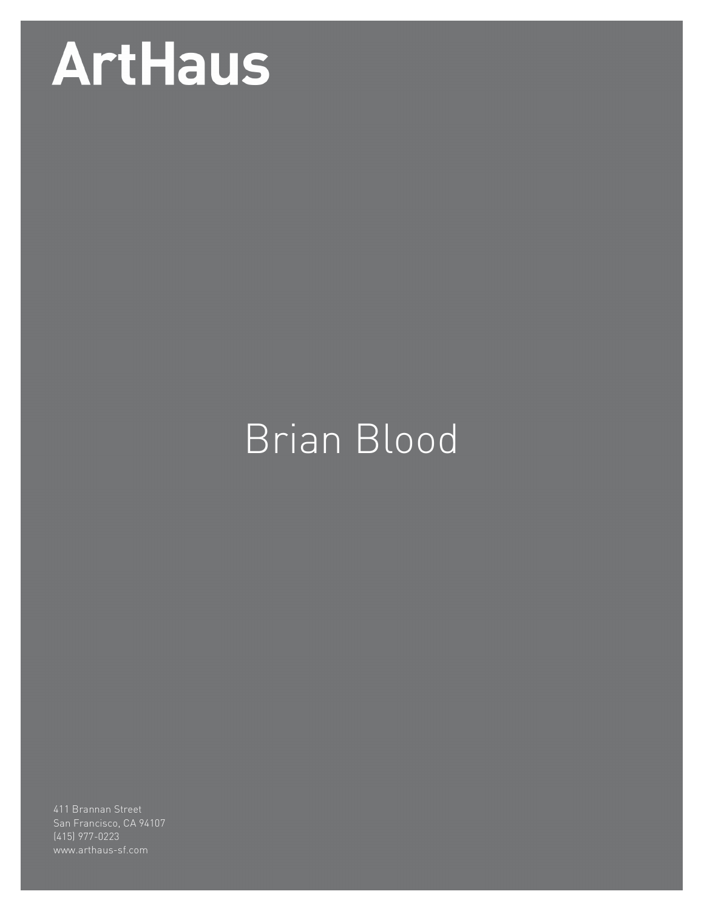# ArtHaus

## Brian Blood

411 Brannan Street
San Francisco, CA 94107
(415) 977-0223
www.arthaus-sf.com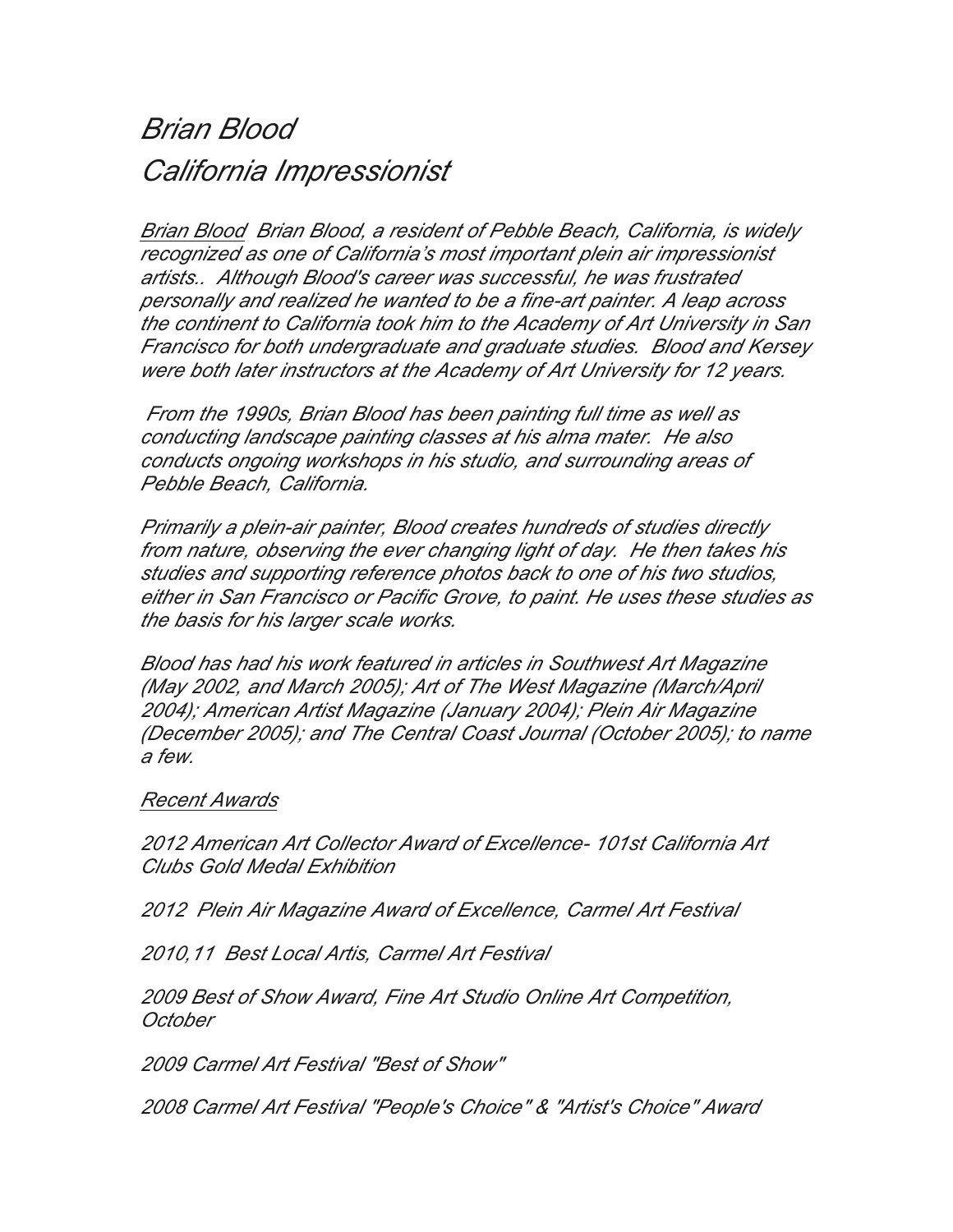# *Brian Blood*

# *California Impressionist*

*Brian Blood  Brian Blood, a resident of Pebble Beach, California, is widely recognized as one of California's most important plein air impressionist artists..  Although Blood's career was successful, he was frustrated personally and realized he wanted to be a fine-art painter. A leap across the continent to California took him to the Academy of Art University in San Francisco for both undergraduate and graduate studies.  Blood and Kersey were both later instructors at the Academy of Art University for 12 years.*

*From the 1990s, Brian Blood has been painting full time as well as conducting landscape painting classes at his alma mater.  He also conducts ongoing workshops in his studio, and surrounding areas of Pebble Beach, California.*

*Primarily a plein-air painter, Blood creates hundreds of studies directly from nature, observing the ever changing light of day.  He then takes his studies and supporting reference photos back to one of his two studios, either in San Francisco or Pacific Grove, to paint. He uses these studies as the basis for his larger scale works.*

*Blood has had his work featured in articles in Southwest Art Magazine (May 2002, and March 2005); Art of The West Magazine (March/April 2004); American Artist Magazine (January 2004); Plein Air Magazine (December 2005); and The Central Coast Journal (October 2005); to name a few.*

*Recent Awards*

*2012 American Art Collector Award of Excellence- 101st California Art Clubs Gold Medal Exhibition*

*2012  Plein Air Magazine Award of Excellence, Carmel Art Festival*

*2010,11  Best Local Artis, Carmel Art Festival*

*2009 Best of Show Award, Fine Art Studio Online Art Competition, October*

*2009 Carmel Art Festival "Best of Show"*

*2008 Carmel Art Festival "People's Choice" & "Artist's Choice" Award*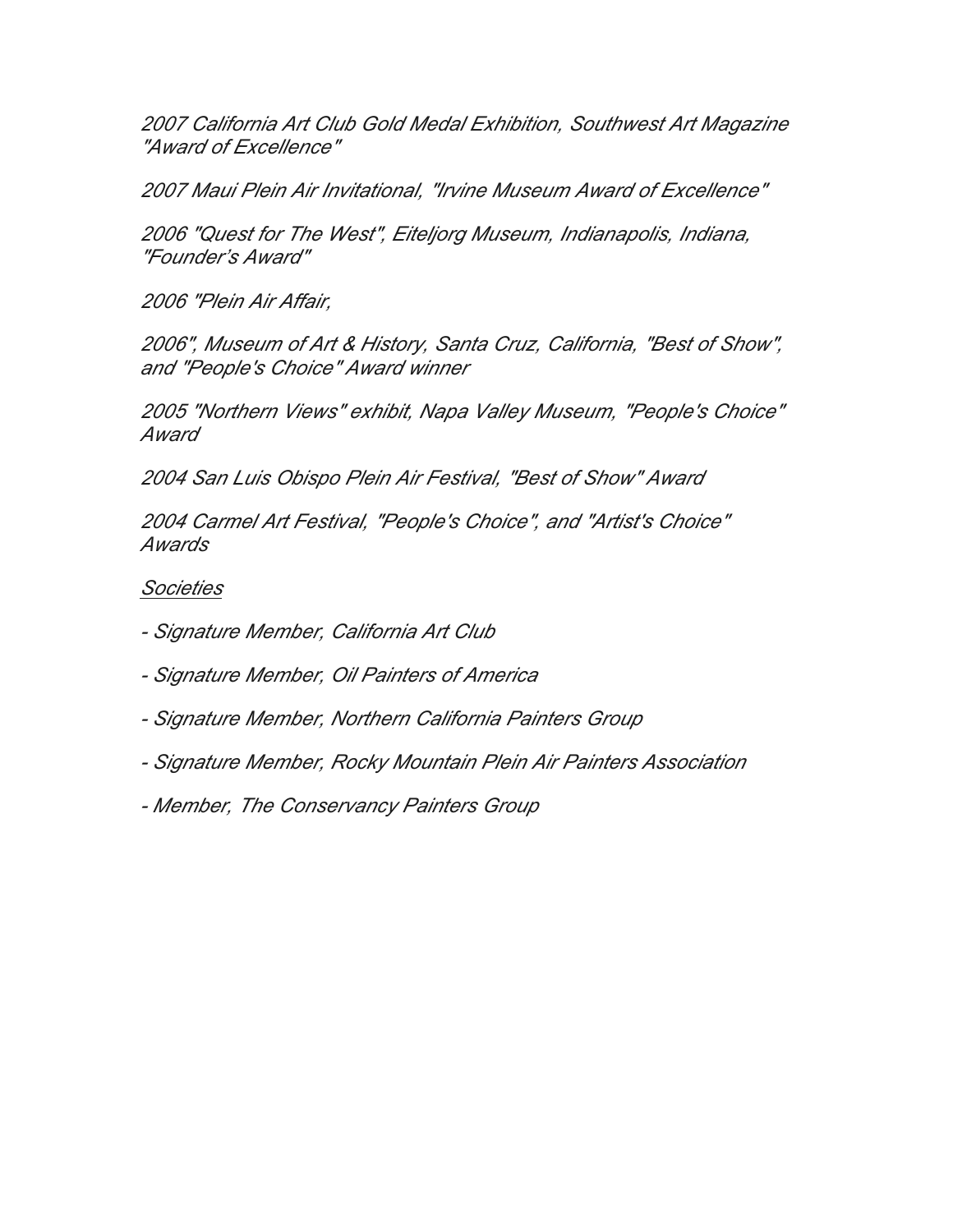*2007 California Art Club Gold Medal Exhibition, Southwest Art Magazine "Award of Excellence"*

*2007 Maui Plein Air Invitational, "Irvine Museum Award of Excellence"*

*2006 "Quest for The West", Eiteljorg Museum, Indianapolis, Indiana, "Founder's Award"*

*2006 "Plein Air Affair,*

*2006", Museum of Art & History, Santa Cruz, California, "Best of Show", and "People's Choice" Award winner*

*2005 "Northern Views" exhibit, Napa Valley Museum, "People's Choice" Award*

*2004 San Luis Obispo Plein Air Festival, "Best of Show" Award*

*2004 Carmel Art Festival, "People's Choice", and "Artist's Choice" Awards*

*Societies*

- *Signature Member, California Art Club*
- *Signature Member, Oil Painters of America*
- *Signature Member, Northern California Painters Group*
- *Signature Member, Rocky Mountain Plein Air Painters Association*
- *Member, The Conservancy Painters Group*